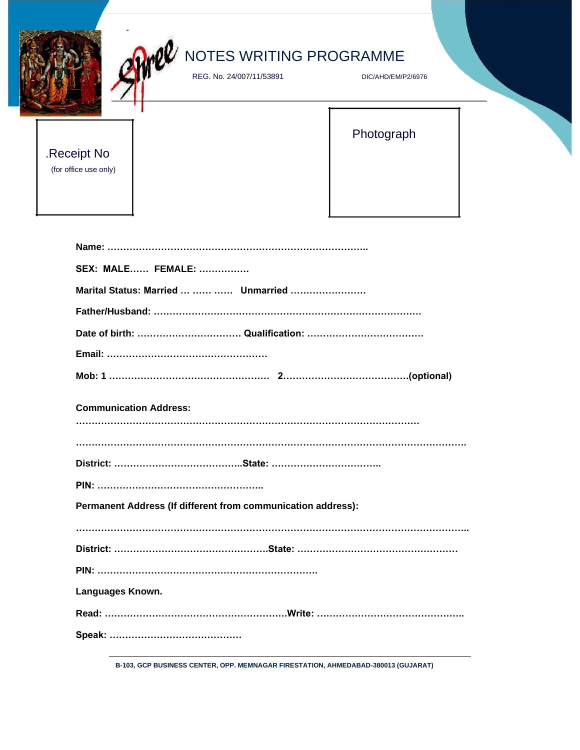Shree

# NOTES WRITING PROGRAMME

REG. No. 24/007/11/53891 DIC/AHD/EM/P2/6976

.Receipt No
(for office use only)

Photograph

**Name: ………………………………………………………………………..**

**SEX: MALE…… FEMALE: …………….**

**Marital Status: Married … …… …… Unmarried ……………………**

**Father/Husband: …………………………………………………………………………**

**Date of birth: …………………………… Qualification: ……………………………….**

**Email: ……………………………………………**

**Mob: 1 …………………………………………… 2…………………………………(optional)**

**Communication Address:**

**……………………………………………………………………………………………**

**………………………………………………………………………………………………………**

**District: …………………………………..State: ……………………………..**

**PIN: ……………………………………………..**

**Permanent Address (If different from communication address):**

**………………………………………………………………………………………………………..**

**District: …………………………………………..State: ……………………………………………**

**PIN: ……………………………………………………………**

**Languages Known.**

**Read: …………………………………………………Write: ………………………………………..**

**Speak: ……………………………………**

**B-103, GCP BUSINESS CENTER, OPP. MEMNAGAR FIRESTATION, AHMEDABAD-380013 (GUJARAT)**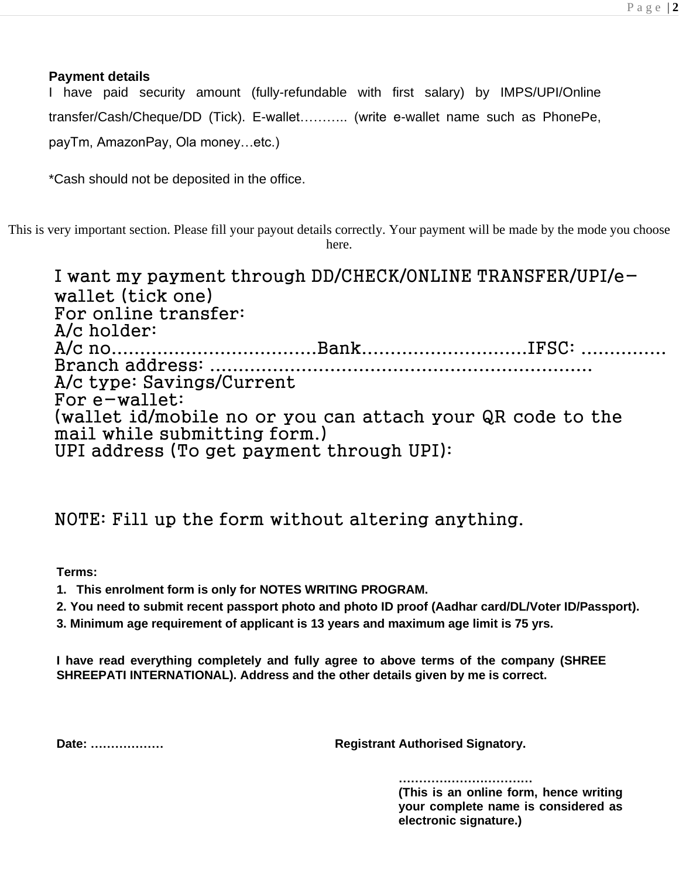**Payment details**

I have paid security amount (fully-refundable with first salary) by IMPS/UPI/Online transfer/Cash/Cheque/DD (Tick). E-wallet……….. (write e-wallet name such as PhonePe, payTm, AmazonPay, Ola money…etc.)

*Cash should not be deposited in the office.

This is very important section. Please fill your payout details correctly. Your payment will be made by the mode you choose here.

I want my payment through DD/CHECK/ONLINE TRANSFER/UPI/e-wallet (tick one)
For online transfer:
A/c holder:
A/c no…………………………….Bank……………………….IFSC: ……………
Branch address: ………………………………………………………….
A/c type: Savings/Current
For e-wallet:
(wallet id/mobile no or you can attach your QR code to the mail while submitting form.)
UPI address (To get payment through UPI):

NOTE: Fill up the form without altering anything.

**Terms:**

1. **This enrolment form is only for NOTES WRITING PROGRAM.**
2. **You need to submit recent passport photo and photo ID proof (Aadhar card/DL/Voter ID/Passport).**
3. **Minimum age requirement of applicant is 13 years and maximum age limit is 75 yrs.**

**I have read everything completely and fully agree to above terms of the company (SHREE SHREEPATI INTERNATIONAL). Address and the other details given by me is correct.**

**Date: ………………** **Registrant Authorised Signatory.**

**……………………………**
**(This is an online form, hence writing your complete name is considered as electronic signature.)**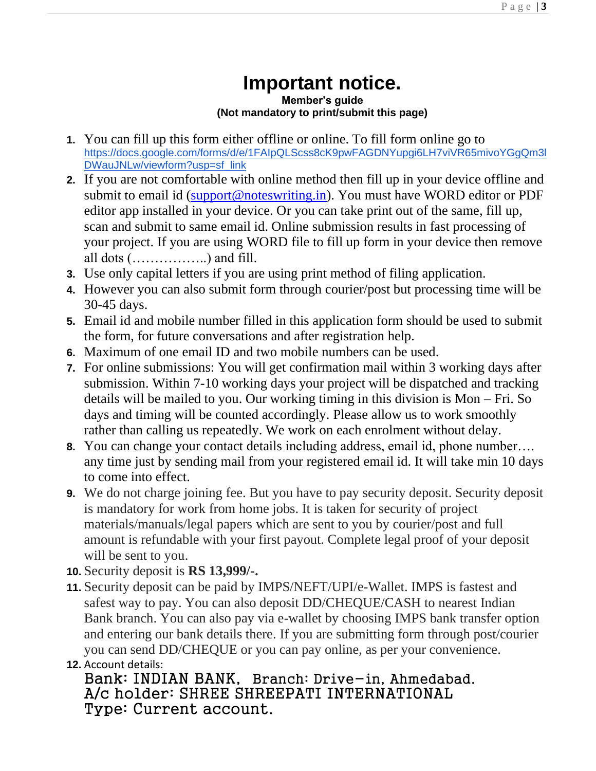# Important notice.

**Member's guide**
**(Not mandatory to print/submit this page)**

1. You can fill up this form either offline or online. To fill form online go to https://docs.google.com/forms/d/e/1FAIpQLScss8cK9pwFAGDNYupgi6LH7viVR65mivoYGgQm3lDWauJNLw/viewform?usp=sf_link
2. If you are not comfortable with online method then fill up in your device offline and submit to email id (support@noteswriting.in). You must have WORD editor or PDF editor app installed in your device. Or you can take print out of the same, fill up, scan and submit to same email id. Online submission results in fast processing of your project. If you are using WORD file to fill up form in your device then remove all dots (……………..) and fill.
3. Use only capital letters if you are using print method of filing application.
4. However you can also submit form through courier/post but processing time will be 30-45 days.
5. Email id and mobile number filled in this application form should be used to submit the form, for future conversations and after registration help.
6. Maximum of one email ID and two mobile numbers can be used.
7. For online submissions: You will get confirmation mail within 3 working days after submission. Within 7-10 working days your project will be dispatched and tracking details will be mailed to you. Our working timing in this division is Mon – Fri. So days and timing will be counted accordingly. Please allow us to work smoothly rather than calling us repeatedly. We work on each enrolment without delay.
8. You can change your contact details including address, email id, phone number…. any time just by sending mail from your registered email id. It will take min 10 days to come into effect.
9. We do not charge joining fee. But you have to pay security deposit. Security deposit is mandatory for work from home jobs. It is taken for security of project materials/manuals/legal papers which are sent to you by courier/post and full amount is refundable with your first payout. Complete legal proof of your deposit will be sent to you.
10. Security deposit is **RS 13,999/-.**
11. Security deposit can be paid by IMPS/NEFT/UPI/e-Wallet. IMPS is fastest and safest way to pay. You can also deposit DD/CHEQUE/CASH to nearest Indian Bank branch. You can also pay via e-wallet by choosing IMPS bank transfer option and entering our bank details there. If you are submitting form through post/courier you can send DD/CHEQUE or you can pay online, as per your convenience.
12. Account details:
    Bank: INDIAN BANK, Branch: Drive-in, Ahmedabad.
    A/c holder: SHREE SHREEPATI INTERNATIONAL
    Type: Current account.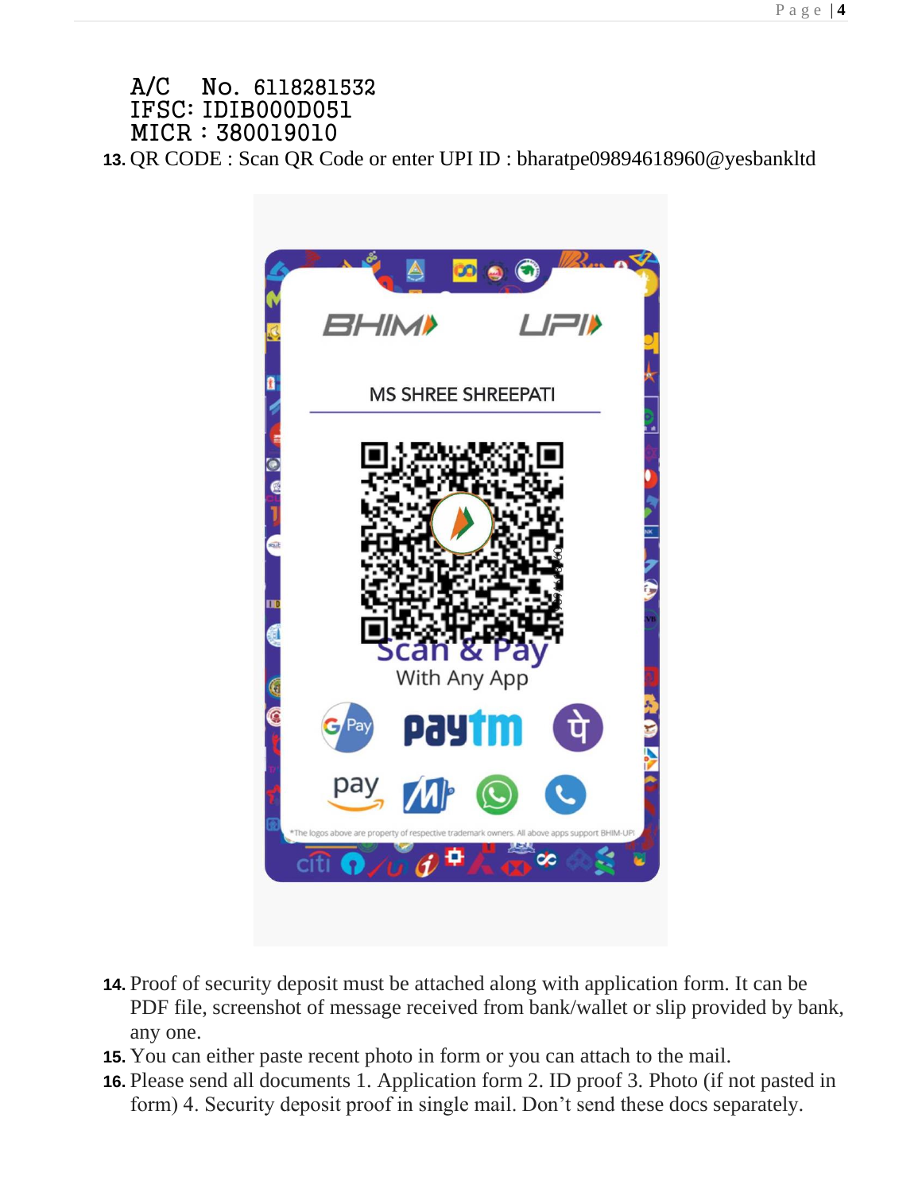A/C No. 6118281532
IFSC: IDIB000D051
MICR : 380019010

13. QR CODE : Scan QR Code or enter UPI ID : bharatpe09894618960@yesbankltd

14. Proof of security deposit must be attached along with application form. It can be PDF file, screenshot of message received from bank/wallet or slip provided by bank, any one.
15. You can either paste recent photo in form or you can attach to the mail.
16. Please send all documents 1. Application form 2. ID proof 3. Photo (if not pasted in form) 4. Security deposit proof in single mail. Don't send these docs separately.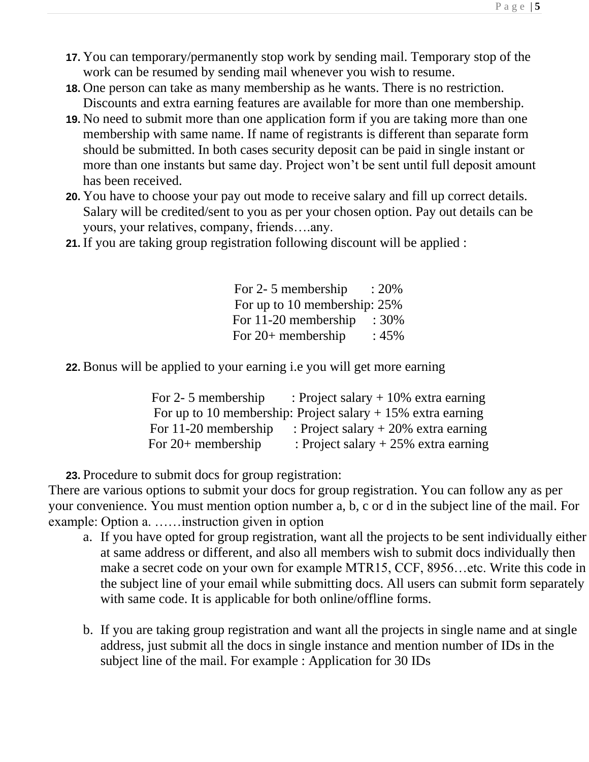17. You can temporary/permanently stop work by sending mail. Temporary stop of the work can be resumed by sending mail whenever you wish to resume.
18. One person can take as many membership as he wants. There is no restriction. Discounts and extra earning features are available for more than one membership.
19. No need to submit more than one application form if you are taking more than one membership with same name. If name of registrants is different than separate form should be submitted. In both cases security deposit can be paid in single instant or more than one instants but same day. Project won't be sent until full deposit amount has been received.
20. You have to choose your pay out mode to receive salary and fill up correct details. Salary will be credited/sent to you as per your chosen option. Pay out details can be yours, your relatives, company, friends….any.
21. If you are taking group registration following discount will be applied :

For 2- 5 membership : 20%
For up to 10 membership: 25%
For 11-20 membership : 30%
For 20+ membership : 45%

22. Bonus will be applied to your earning i.e you will get more earning

For 2- 5 membership : Project salary + 10% extra earning
For up to 10 membership: Project salary + 15% extra earning
For 11-20 membership : Project salary + 20% extra earning
For 20+ membership : Project salary + 25% extra earning

23. Procedure to submit docs for group registration:

There are various options to submit your docs for group registration. You can follow any as per your convenience. You must mention option number a, b, c or d in the subject line of the mail. For example: Option a. ……instruction given in option

a. If you have opted for group registration, want all the projects to be sent individually either at same address or different, and also all members wish to submit docs individually then make a secret code on your own for example MTR15, CCF, 8956…etc. Write this code in the subject line of your email while submitting docs. All users can submit form separately with same code. It is applicable for both online/offline forms.

b. If you are taking group registration and want all the projects in single name and at single address, just submit all the docs in single instance and mention number of IDs in the subject line of the mail. For example : Application for 30 IDs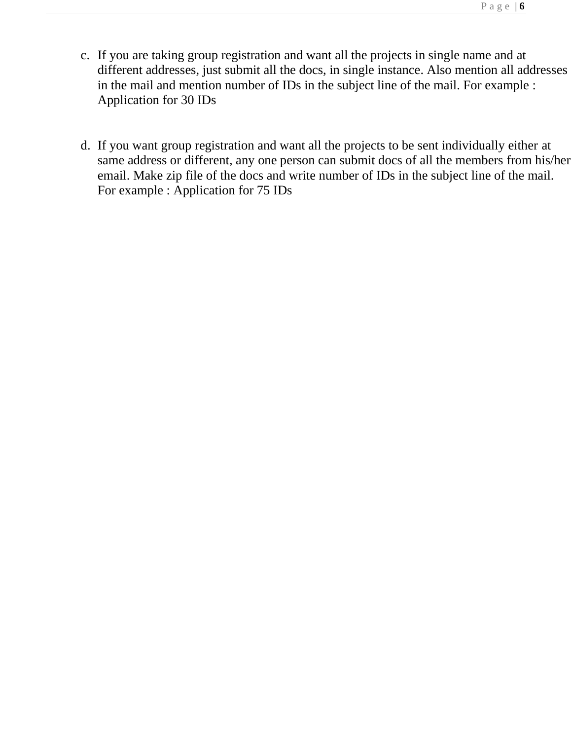c. If you are taking group registration and want all the projects in single name and at different addresses, just submit all the docs, in single instance. Also mention all addresses in the mail and mention number of IDs in the subject line of the mail. For example : Application for 30 IDs

d. If you want group registration and want all the projects to be sent individually either at same address or different, any one person can submit docs of all the members from his/her email. Make zip file of the docs and write number of IDs in the subject line of the mail. For example : Application for 75 IDs